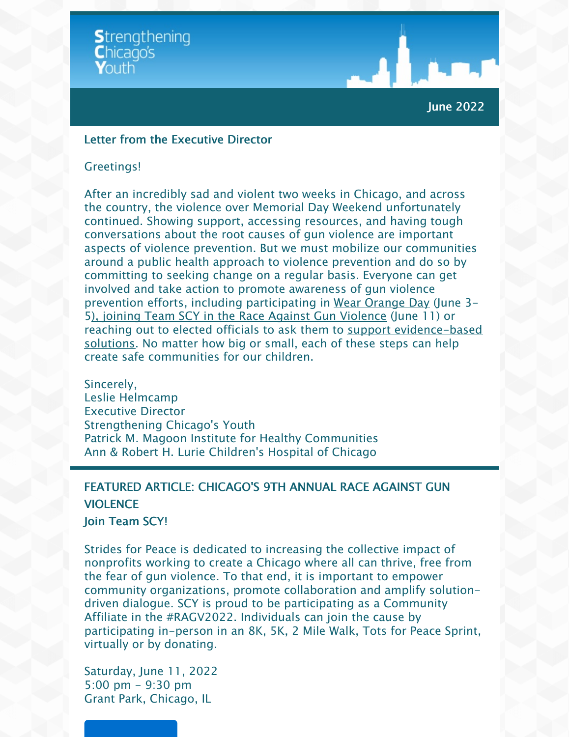**Strengthening Chicago's Youth**

June 2022

## Letter from the Executive Director

Greetings!

After an incredibly sad and violent two weeks in Chicago, and across the country, the violence over Memorial Day Weekend unfortunately continued. Showing support, accessing resources, and having tough conversations about the root causes of gun violence are important aspects of violence prevention. But we must mobilize our communities around a public health approach to violence prevention and do so by committing to seeking change on a regular basis. Everyone can get involved and take action to promote awareness of gun violence prevention efforts, including participating in Wear Orange Day (June 3-5), joining Team SCY in the Race Against Gun Violence (June 11) or reaching out to elected officials to ask them to support evidence-based solutions. No matter how big or small, each of these steps can help create safe communities for our children.

Sincerely,
Leslie Helmcamp
Executive Director
Strengthening Chicago's Youth
Patrick M. Magoon Institute for Healthy Communities
Ann & Robert H. Lurie Children's Hospital of Chicago

## FEATURED ARTICLE: CHICAGO'S 9TH ANNUAL RACE AGAINST GUN VIOLENCE

### Join Team SCY!

Strides for Peace is dedicated to increasing the collective impact of nonprofits working to create a Chicago where all can thrive, free from the fear of gun violence. To that end, it is important to empower community organizations, promote collaboration and amplify solution-driven dialogue. SCY is proud to be participating as a Community Affiliate in the #RAGV2022. Individuals can join the cause by participating in-person in an 8K, 5K, 2 Mile Walk, Tots for Peace Sprint, virtually or by donating.

Saturday, June 11, 2022
5:00 pm - 9:30 pm
Grant Park, Chicago, IL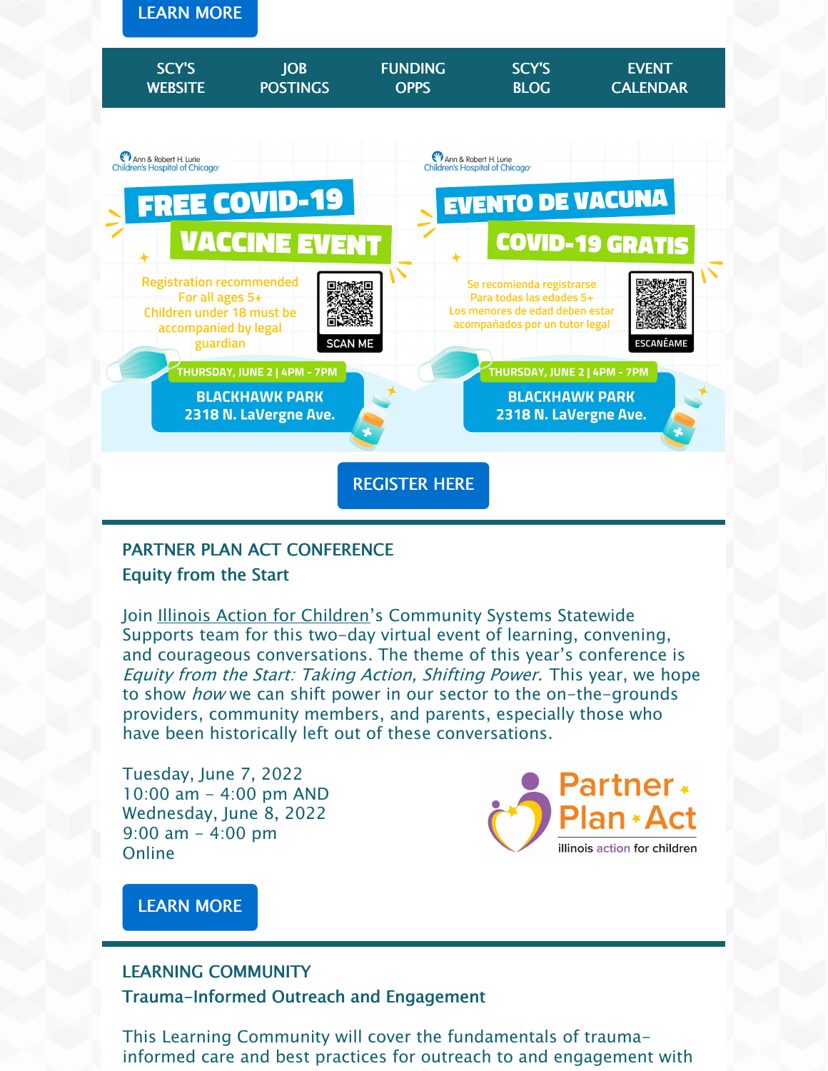LEARN MORE

SCY'S WEBSITE | JOB POSTINGS | FUNDING OPPS | SCY'S BLOG | EVENT CALENDAR

Ann & Robert H. Lurie Children's Hospital of Chicago

**FREE COVID-19 VACCINE EVENT**

Registration recommended
For all ages 5+
Children under 18 must be accompanied by legal guardian

SCAN ME

THURSDAY, JUNE 2 | 4PM - 7PM

BLACKHAWK PARK
2318 N. LaVergne Ave.

Ann & Robert H. Lurie Children's Hospital of Chicago

**EVENTO DE VACUNA COVID-19 GRATIS**

Se recomienda registrarse
Para todas las edades 5+
Los menores de edad deben estar acompañados por un tutor legal

ESCANÉAME

THURSDAY, JUNE 2 | 4PM - 7PM

BLACKHAWK PARK
2318 N. LaVergne Ave.

REGISTER HERE

## PARTNER PLAN ACT CONFERENCE

### Equity from the Start

Join Illinois Action for Children's Community Systems Statewide Supports team for this two-day virtual event of learning, convening, and courageous conversations. The theme of this year's conference is *Equity from the Start: Taking Action, Shifting Power.* This year, we hope to show *how* we can shift power in our sector to the on-the-grounds providers, community members, and parents, especially those who have been historically left out of these conversations.

Tuesday, June 7, 2022
10:00 am - 4:00 pm AND
Wednesday, June 8, 2022
9:00 am - 4:00 pm
Online

Partner Plan Act
illinois action for children

LEARN MORE

## LEARNING COMMUNITY

### Trauma-Informed Outreach and Engagement

This Learning Community will cover the fundamentals of trauma-informed care and best practices for outreach to and engagement with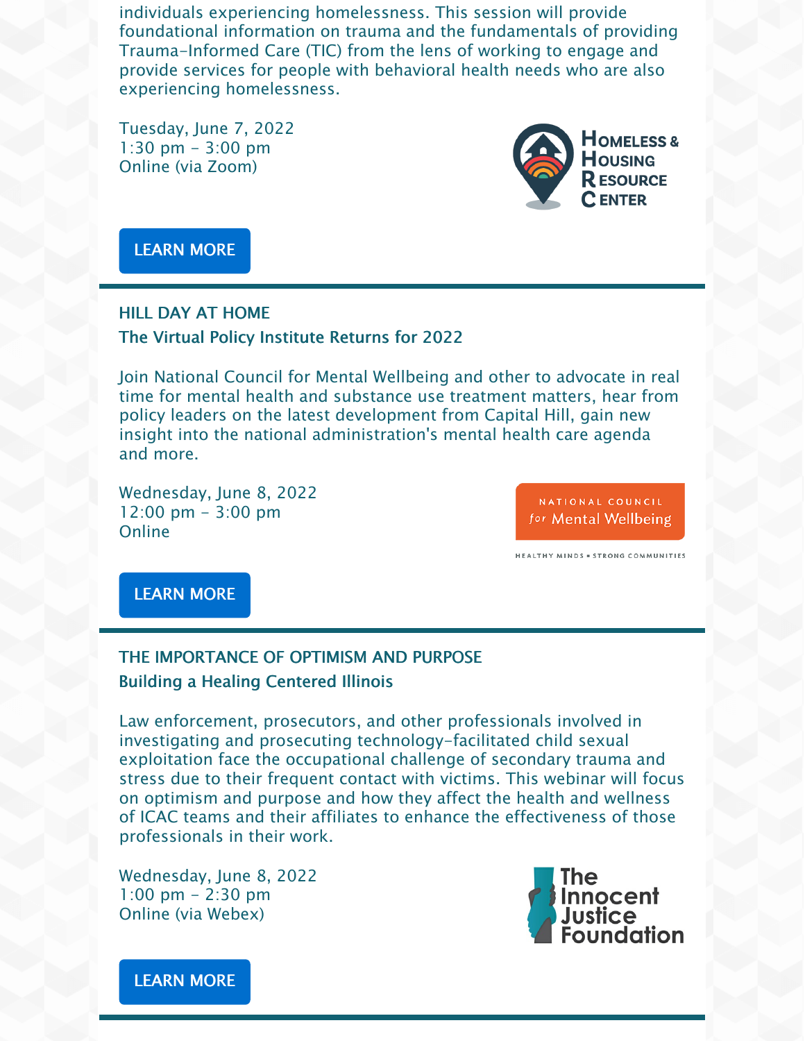individuals experiencing homelessness. This session will provide foundational information on trauma and the fundamentals of providing Trauma-Informed Care (TIC) from the lens of working to engage and provide services for people with behavioral health needs who are also experiencing homelessness.

Tuesday, June 7, 2022
1:30 pm - 3:00 pm
Online (via Zoom)

Homeless & Housing Resource Center

LEARN MORE

---

## HILL DAY AT HOME

### The Virtual Policy Institute Returns for 2022

Join National Council for Mental Wellbeing and other to advocate in real time for mental health and substance use treatment matters, hear from policy leaders on the latest development from Capital Hill, gain new insight into the national administration's mental health care agenda and more.

Wednesday, June 8, 2022
12:00 pm - 3:00 pm
Online

National Council for Mental Wellbeing
HEALTHY MINDS • STRONG COMMUNITIES

LEARN MORE

---

## THE IMPORTANCE OF OPTIMISM AND PURPOSE

### Building a Healing Centered Illinois

Law enforcement, prosecutors, and other professionals involved in investigating and prosecuting technology-facilitated child sexual exploitation face the occupational challenge of secondary trauma and stress due to their frequent contact with victims. This webinar will focus on optimism and purpose and how they affect the health and wellness of ICAC teams and their affiliates to enhance the effectiveness of those professionals in their work.

Wednesday, June 8, 2022
1:00 pm - 2:30 pm
Online (via Webex)

The Innocent Justice Foundation

LEARN MORE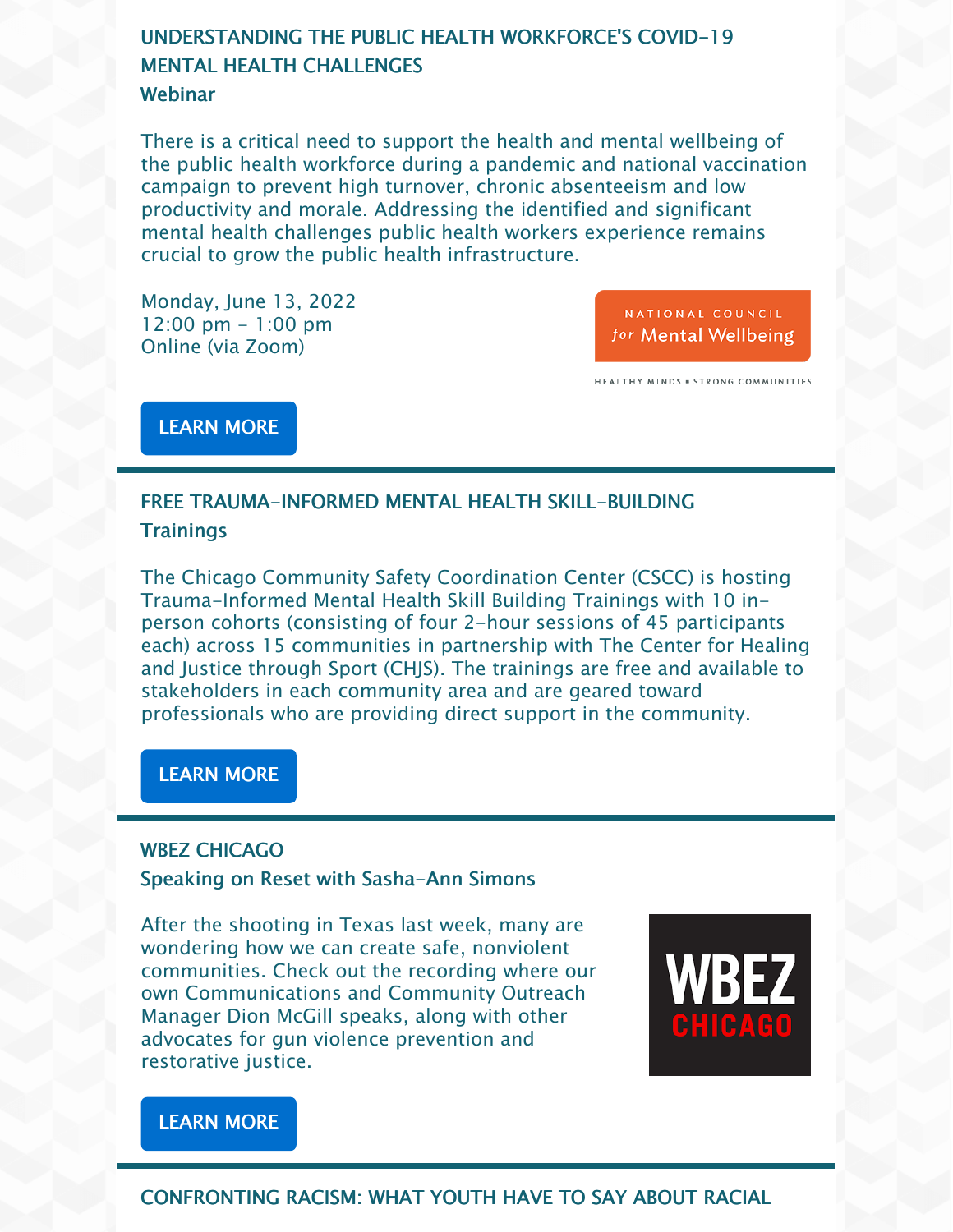## UNDERSTANDING THE PUBLIC HEALTH WORKFORCE'S COVID-19 MENTAL HEALTH CHALLENGES

### Webinar

There is a critical need to support the health and mental wellbeing of the public health workforce during a pandemic and national vaccination campaign to prevent high turnover, chronic absenteeism and low productivity and morale. Addressing the identified and significant mental health challenges public health workers experience remains crucial to grow the public health infrastructure.

Monday, June 13, 2022
12:00 pm - 1:00 pm
Online (via Zoom)

LEARN MORE

---

## FREE TRAUMA-INFORMED MENTAL HEALTH SKILL-BUILDING

### Trainings

The Chicago Community Safety Coordination Center (CSCC) is hosting Trauma-Informed Mental Health Skill Building Trainings with 10 in-person cohorts (consisting of four 2-hour sessions of 45 participants each) across 15 communities in partnership with The Center for Healing and Justice through Sport (CHJS). The trainings are free and available to stakeholders in each community area and are geared toward professionals who are providing direct support in the community.

LEARN MORE

---

## WBEZ CHICAGO

### Speaking on Reset with Sasha-Ann Simons

After the shooting in Texas last week, many are wondering how we can create safe, nonviolent communities. Check out the recording where our own Communications and Community Outreach Manager Dion McGill speaks, along with other advocates for gun violence prevention and restorative justice.

LEARN MORE

---

## CONFRONTING RACISM: WHAT YOUTH HAVE TO SAY ABOUT RACIAL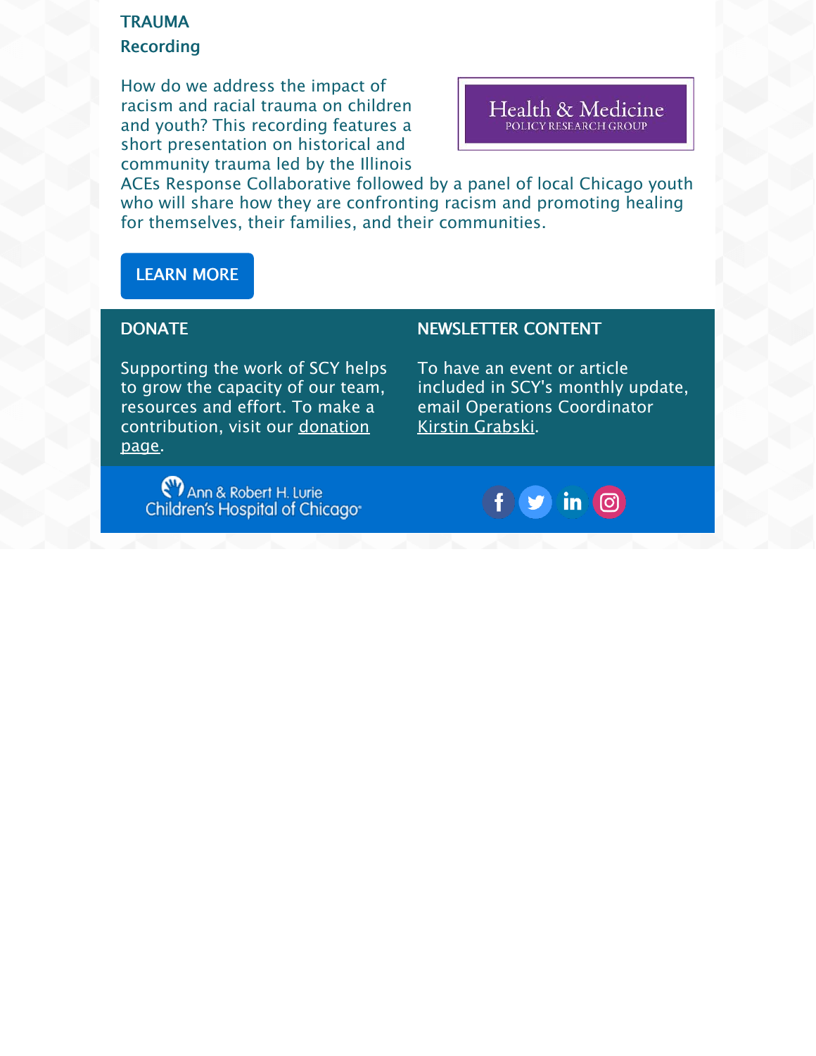## TRAUMA

### Recording

How do we address the impact of racism and racial trauma on children and youth? This recording features a short presentation on historical and community trauma led by the Illinois ACEs Response Collaborative followed by a panel of local Chicago youth who will share how they are confronting racism and promoting healing for themselves, their families, and their communities.

Health & Medicine POLICY RESEARCH GROUP

LEARN MORE

### DONATE

Supporting the work of SCY helps to grow the capacity of our team, resources and effort. To make a contribution, visit our donation page.

### NEWSLETTER CONTENT

To have an event or article included in SCY's monthly update, email Operations Coordinator Kirstin Grabski.

Ann & Robert H. Lurie Children's Hospital of Chicago